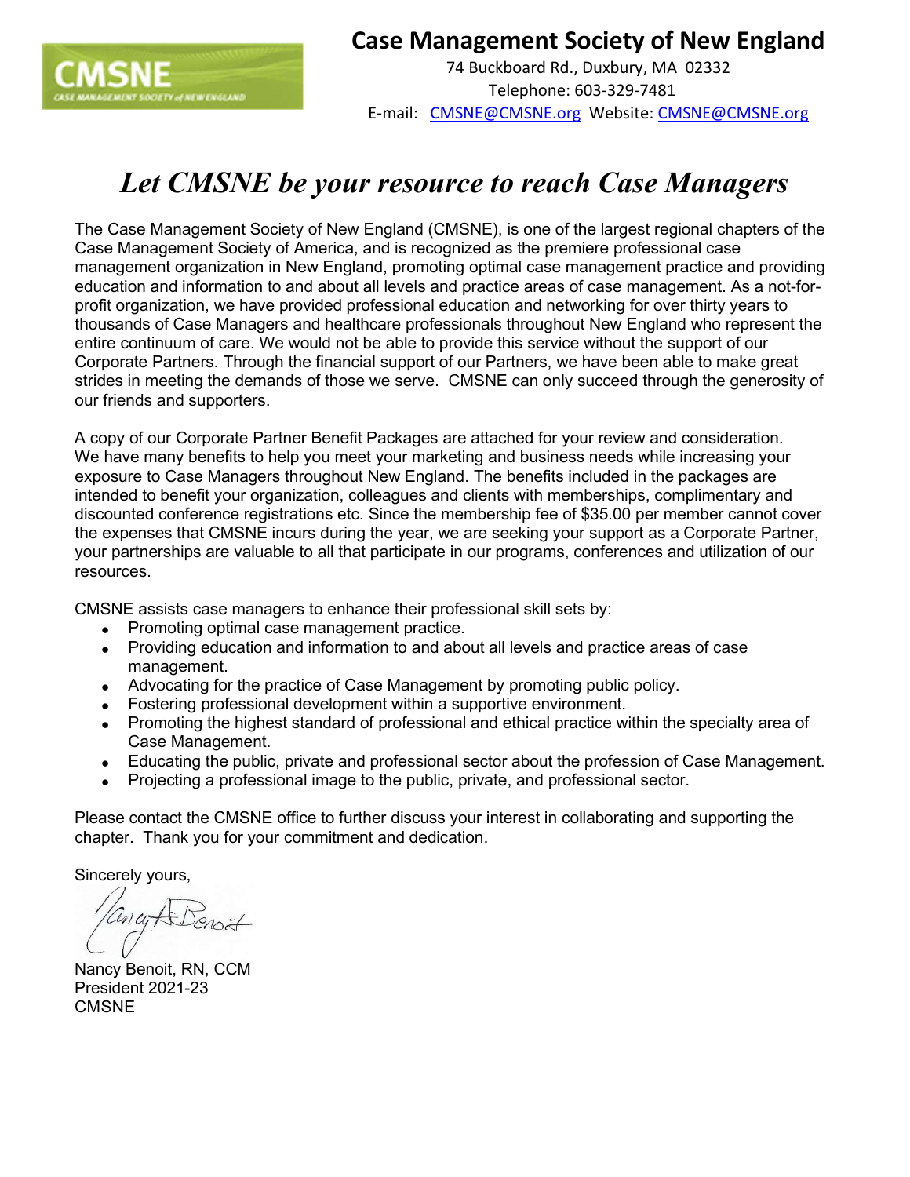# Case Management Society of New England

74 Buckboard Rd., Duxbury, MA 02332
Telephone: 603-329-7481
E-mail: CMSNE@CMSNE.org Website: CMSNE@CMSNE.org

## *Let CMSNE be your resource to reach Case Managers*

The Case Management Society of New England (CMSNE), is one of the largest regional chapters of the Case Management Society of America, and is recognized as the premiere professional case management organization in New England, promoting optimal case management practice and providing education and information to and about all levels and practice areas of case management. As a not-for-profit organization, we have provided professional education and networking for over thirty years to thousands of Case Managers and healthcare professionals throughout New England who represent the entire continuum of care. We would not be able to provide this service without the support of our Corporate Partners. Through the financial support of our Partners, we have been able to make great strides in meeting the demands of those we serve. CMSNE can only succeed through the generosity of our friends and supporters.

A copy of our Corporate Partner Benefit Packages are attached for your review and consideration. We have many benefits to help you meet your marketing and business needs while increasing your exposure to Case Managers throughout New England. The benefits included in the packages are intended to benefit your organization, colleagues and clients with memberships, complimentary and discounted conference registrations etc. Since the membership fee of $35.00 per member cannot cover the expenses that CMSNE incurs during the year, we are seeking your support as a Corporate Partner, your partnerships are valuable to all that participate in our programs, conferences and utilization of our resources.

CMSNE assists case managers to enhance their professional skill sets by:

- Promoting optimal case management practice.
- Providing education and information to and about all levels and practice areas of case management.
- Advocating for the practice of Case Management by promoting public policy.
- Fostering professional development within a supportive environment.
- Promoting the highest standard of professional and ethical practice within the specialty area of Case Management.
- Educating the public, private and professional sector about the profession of Case Management.
- Projecting a professional image to the public, private, and professional sector.

Please contact the CMSNE office to further discuss your interest in collaborating and supporting the chapter. Thank you for your commitment and dedication.

Sincerely yours,

Nancy Benoit, RN, CCM
President 2021-23
CMSNE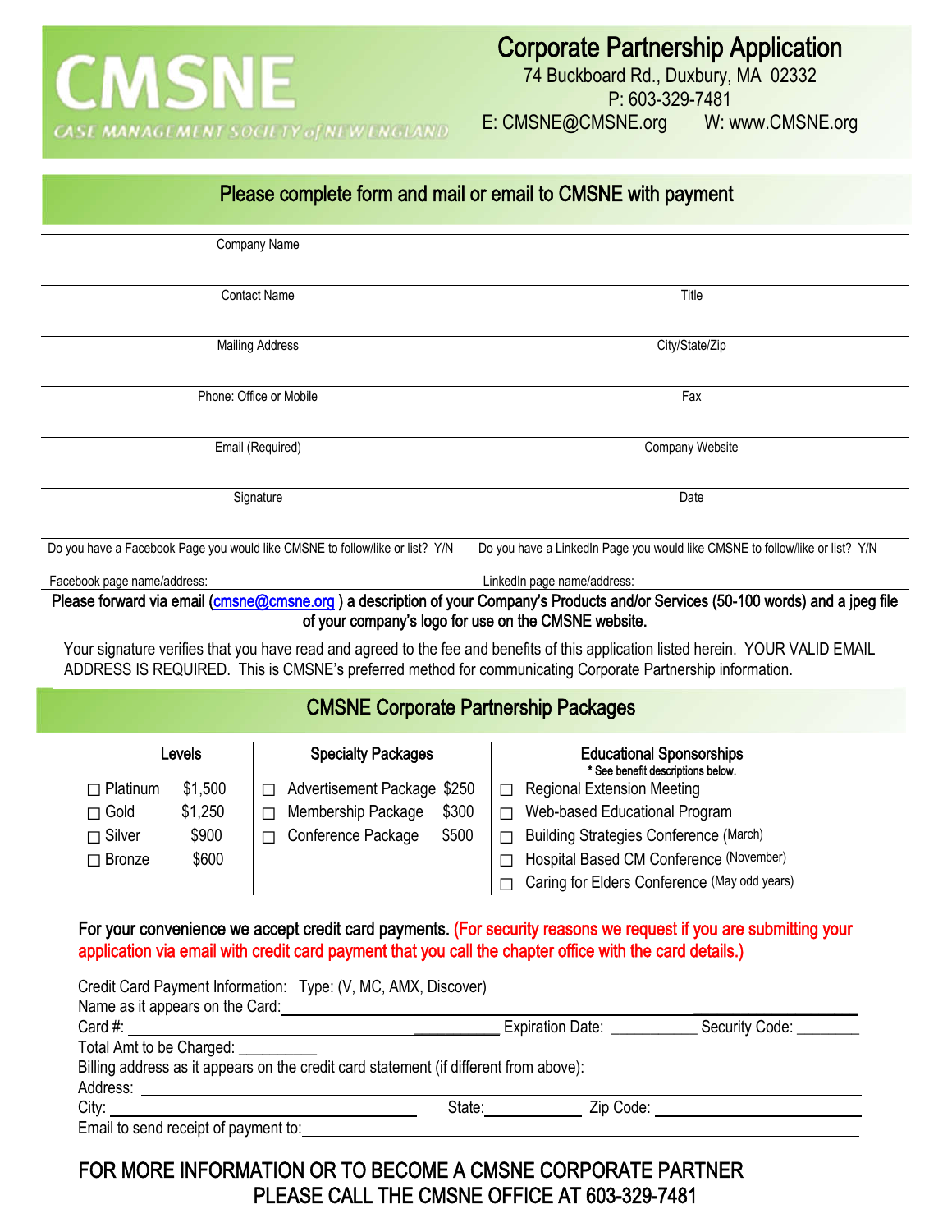**CMSNE**

CASE MANAGEMENT SOCIETY of NEW ENGLAND

# Corporate Partnership Application

74 Buckboard Rd., Duxbury, MA 02332
P: 603-329-7481
E: CMSNE@CMSNE.org W: www.CMSNE.org

## Please complete form and mail or email to CMSNE with payment

Company Name

Contact Name | Title

Mailing Address | City/State/Zip

Phone: Office or Mobile | ~~Fax~~

Email (Required) | Company Website

Signature | Date

Do you have a Facebook Page you would like CMSNE to follow/like or list? Y/N

Facebook page name/address:

Do you have a LinkedIn Page you would like CMSNE to follow/like or list? Y/N

LinkedIn page name/address:

**Please forward via email (cmsne@cmsne.org ) a description of your Company's Products and/or Services (50-100 words) and a jpeg file of your company's logo for use on the CMSNE website.**

Your signature verifies that you have read and agreed to the fee and benefits of this application listed herein. YOUR VALID EMAIL ADDRESS IS REQUIRED. This is CMSNE's preferred method for communicating Corporate Partnership information.

## CMSNE Corporate Partnership Packages

| Levels | | Specialty Packages | | Educational Sponsorships (* See benefit descriptions below.) |
|---|---|---|---|---|
| ☐ Platinum | $1,500 | ☐ Advertisement Package | $250 | ☐ Regional Extension Meeting |
| ☐ Gold | $1,250 | ☐ Membership Package | $300 | ☐ Web-based Educational Program |
| ☐ Silver | $900 | ☐ Conference Package | $500 | ☐ Building Strategies Conference (March) |
| ☐ Bronze | $600 | | | ☐ Hospital Based CM Conference (November) |
| | | | | ☐ Caring for Elders Conference (May odd years) |

For your convenience we accept credit card payments. (For security reasons we request if you are submitting your application via email with credit card payment that you call the chapter office with the card details.)

Credit Card Payment Information: Type: (V, MC, AMX, Discover)
Name as it appears on the Card: ______________________
Card #: ______________________ Expiration Date: ___________ Security Code: ________
Total Amt to be Charged: __________
Billing address as it appears on the credit card statement (if different from above):
Address: ______________________
City: ______________________ State: __________ Zip Code: ______________
Email to send receipt of payment to: ______________________

FOR MORE INFORMATION OR TO BECOME A CMSNE CORPORATE PARTNER
PLEASE CALL THE CMSNE OFFICE AT 603-329-7481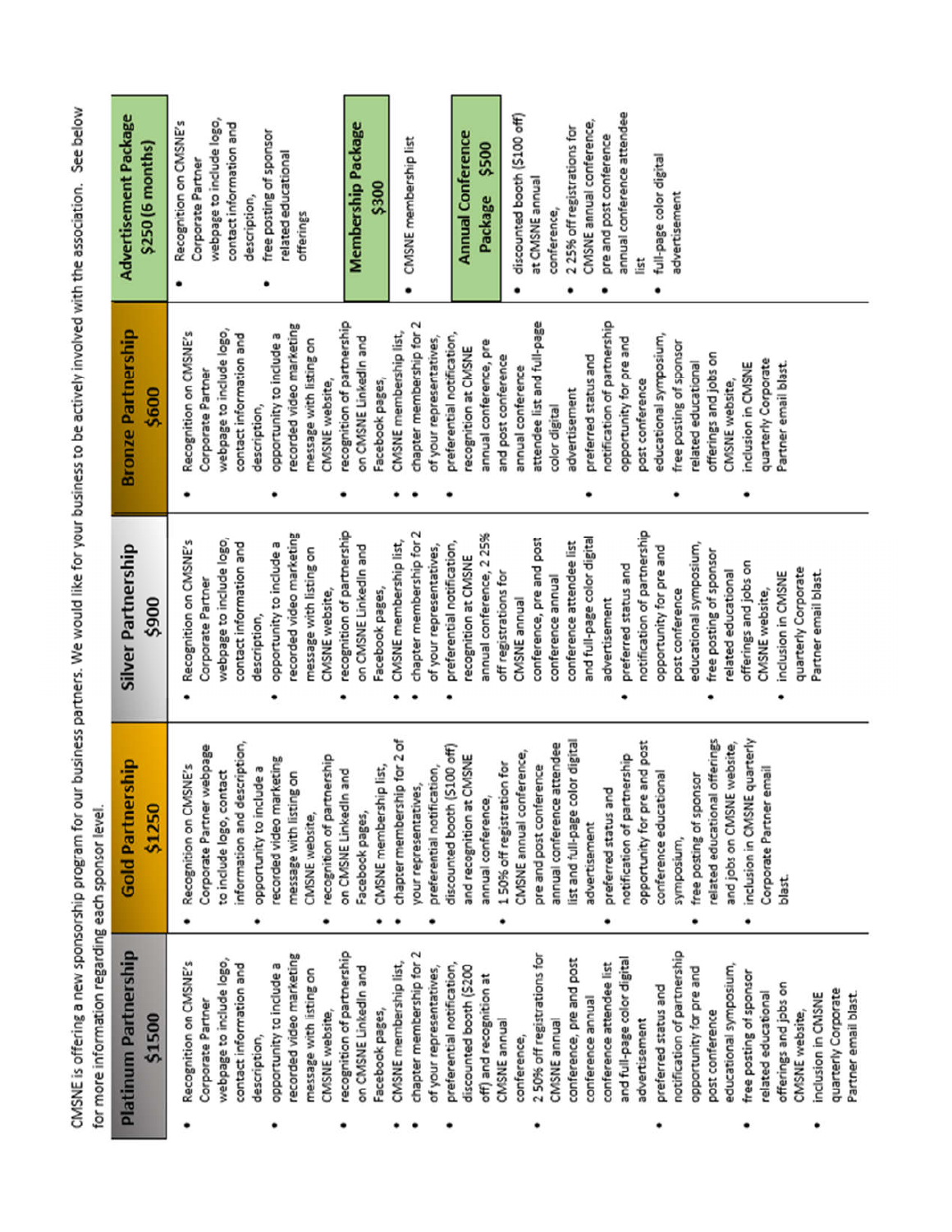CMSNE is offering a new sponsorship program for our business partners. We would like for your business to be actively involved with the association. See below for more information regarding each sponsor level.

## Platinum Partnership $1500

- Recognition on CMSNE's Corporate Partner webpage to include logo, contact information and description,
- opportunity to include a recorded video marketing message with listing on CMSNE website,
- recognition of partnership on CMSNE LinkedIn and Facebook pages,
- CMSNE membership list,
- chapter membership for 2 of your representatives,
- preferential notification, discounted booth ($200 off) and recognition at CMSNE annual conference,
- 2 50% off registrations for CMSNE annual conference, pre and post conference annual conference attendee list and full-page color digital advertisement
- preferred status and notification of partnership opportunity for pre and post conference educational symposium,
- free posting of sponsor related educational offerings and jobs on CMSNE website,
- inclusion in CMSNE quarterly Corporate Partner email blast.

## Gold Partnership $1250

- Recognition on CMSNE's Corporate Partner webpage to include logo, contact information and description,
- opportunity to include a recorded video marketing message with listing on CMSNE website,
- recognition of partnership on CMSNE LinkedIn and Facebook pages,
- CMSNE membership list,
- chapter membership for 2 of your representatives,
- preferential notification, discounted booth ($100 off) and recognition at CMSNE annual conference,
- 1 50% off registration for CMSNE annual conference, pre and post conference annual conference attendee list and full-page color digital advertisement
- preferred status and notification of partnership opportunity for pre and post conference educational symposium,
- free posting of sponsor related educational offerings and jobs on CMSNE website,
- inclusion in CMSNE quarterly Corporate Partner email blast.

## Silver Partnership $900

- Recognition on CMSNE's Corporate Partner webpage to include logo, contact information and description,
- opportunity to include a recorded video marketing message with listing on CMSNE website,
- recognition of partnership on CMSNE LinkedIn and Facebook pages,
- CMSNE membership list,
- chapter membership for 2 of your representatives,
- preferential notification, recognition at CMSNE annual conference, 2 25% off registrations for CMSNE annual conference, pre and post conference annual conference attendee list and full-page color digital advertisement
- preferred status and notification of partnership opportunity for pre and post conference educational symposium,
- free posting of sponsor related educational offerings and jobs on CMSNE website,
- inclusion in CMSNE quarterly Corporate Partner email blast.

## Bronze Partnership $600

- Recognition on CMSNE's Corporate Partner webpage to include logo, contact information and description,
- opportunity to include a recorded video marketing message with listing on CMSNE website,
- recognition of partnership on CMSNE LinkedIn and Facebook pages,
- CMSNE membership list,
- chapter membership for 2 of your representatives,
- preferential notification, recognition at CMSNE annual conference, pre and post conference annual conference attendee list and full-page color digital advertisement
- preferred status and notification of partnership opportunity for pre and post conference educational symposium,
- free posting of sponsor related educational offerings and jobs on CMSNE website,
- inclusion in CMSNE quarterly Corporate Partner email blast.

## Advertisement Package $250 (6 months)

- Recognition on CMSNE's Corporate Partner webpage to include logo, contact information and description,
- free posting of sponsor related educational offerings

## Membership Package $300

- CMSNE membership list

## Annual Conference Package $500

- discounted booth ($100 off) at CMSNE annual conference,
- 2 25% off registrations for CMSNE annual conference, pre and post conference
- annual conference attendee list
- full-page color digital advertisement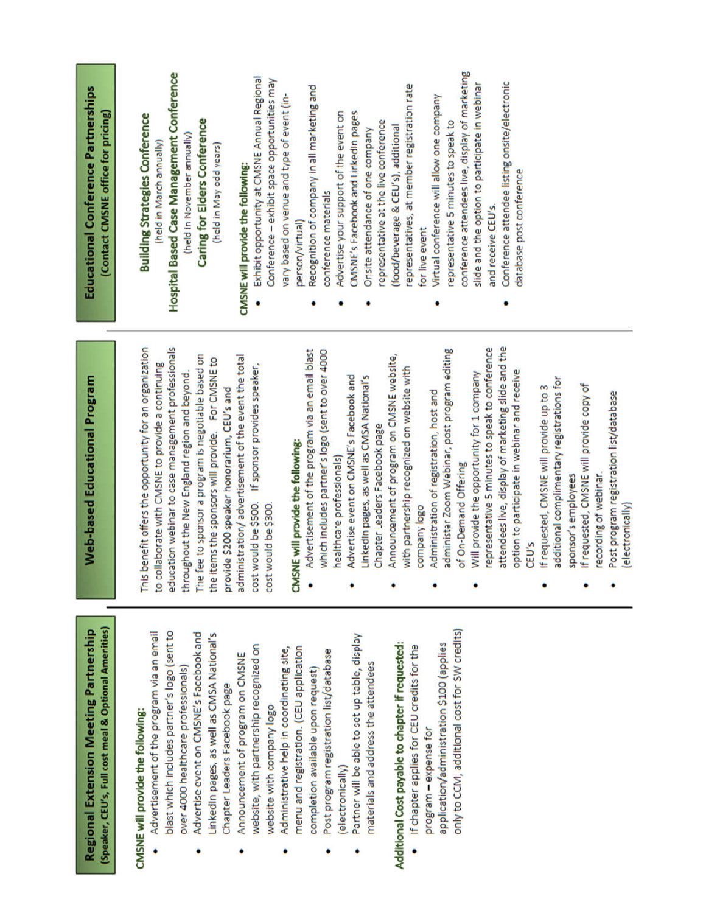## Regional Extension Meeting Partnership
**(Speaker, CEU's, Full cost meal & Optional Amenities)**

**CMSNE will provide the following:**

- Advertisement of the program via an email blast which includes partner's logo (sent to over 4000 healthcare professionals)
- Advertise event on CMSNE's Facebook and LinkedIn pages, as well as CMSA National's Chapter Leaders Facebook page
- Announcement of program on CMSNE website, with partnership recognized on website with company logo
- Administrative help in coordinating site, menu and registration. (CEU application completion available upon request)
- Post program registration list/database (electronically)
- Partner will be able to set up table, display materials and address the attendees

**Additional Cost payable to chapter if requested:**

- If chapter applies for CEU credits for the program – expense for application/administration $100 (applies only to CCM, additional cost for SW credits)

## Web-based Educational Program

This benefit offers the opportunity for an organization to collaborate with CMSNE to provide a continuing education webinar to case management professionals throughout the New England region and beyond. The fee to sponsor a program is negotiable based on the items the sponsors will provide. For CMSNE to provide $200 speaker honorarium, CEU's and administration/ advertisement of the event the total cost would be $500. If sponsor provides speaker, cost would be $300.

**CMSNE will provide the following:**

- Advertisement of the program via an email blast which includes partner's logo (sent to over 4000 healthcare professionals)
- Advertise event on CMSNE's Facebook and LinkedIn pages, as well as CMSA National's Chapter Leaders Facebook page
- Announcement of program on CMSNE website, with partnership recognized on website with company logo
- Administration of registration, host and administer Zoom Webinar, post program editing of On-Demand Offering
- Will provide the opportunity for 1 company representative 5 minutes to speak to conference attendees live, display of marketing slide and the option to participate in webinar and receive CEU's
- If requested, CMSNE will provide up to 3 additional complimentary registrations for sponsor's employees
- If requested, CMSNE will provide copy of recording of webinar.
- Post program registration list/database (electronically)

## Educational Conference Partnerships
**(Contact CMSNE office for pricing)**

**Building Strategies Conference**
(held in March annually)

**Hospital Based Case Management Conference**
(held in November annually)

**Caring for Elders Conference**
(held in May odd years)

**CMSNE will provide the following:**

- Exhibit opportunity at CMSNE Annual Regional Conference – exhibit space opportunities may vary based on venue and type of event (in-person/virtual)
- Recognition of company in all marketing and conference materials
- Advertise your support of the event on CMSNE's Facebook and LinkedIn pages
- Onsite attendance of one company representative at the live conference (food/beverage & CEU's), additional representatives, at member registration rate for live event
- Virtual conference will allow one company representative 5 minutes to speak to conference attendees live, display of marketing slide and the option to participate in webinar and receive CEU's.
- Conference attendee listing onsite/electronic database post conference